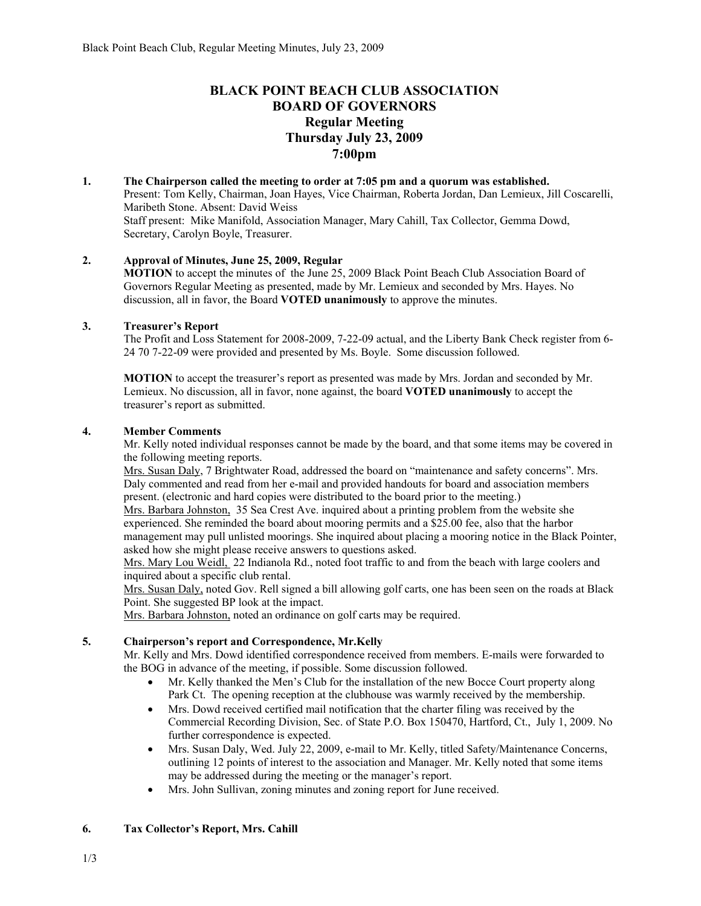# BLACK POINT BEACH CLUB ASSOCIATION
# BOARD OF GOVERNORS
## Regular Meeting
## Thursday July 23, 2009
## 7:00pm

**1. The Chairperson called the meeting to order at 7:05 pm and a quorum was established.**

Present: Tom Kelly, Chairman, Joan Hayes, Vice Chairman, Roberta Jordan, Dan Lemieux, Jill Coscarelli, Maribeth Stone. Absent: David Weiss

Staff present: Mike Manifold, Association Manager, Mary Cahill, Tax Collector, Gemma Dowd, Secretary, Carolyn Boyle, Treasurer.

**2. Approval of Minutes, June 25, 2009, Regular**

**MOTION** to accept the minutes of the June 25, 2009 Black Point Beach Club Association Board of Governors Regular Meeting as presented, made by Mr. Lemieux and seconded by Mrs. Hayes. No discussion, all in favor, the Board **VOTED unanimously** to approve the minutes.

**3. Treasurer's Report**

The Profit and Loss Statement for 2008-2009, 7-22-09 actual, and the Liberty Bank Check register from 6-24 70 7-22-09 were provided and presented by Ms. Boyle. Some discussion followed.

**MOTION** to accept the treasurer's report as presented was made by Mrs. Jordan and seconded by Mr. Lemieux. No discussion, all in favor, none against, the board **VOTED unanimously** to accept the treasurer's report as submitted.

**4. Member Comments**

Mr. Kelly noted individual responses cannot be made by the board, and that some items may be covered in the following meeting reports.

Mrs. Susan Daly, 7 Brightwater Road, addressed the board on "maintenance and safety concerns". Mrs. Daly commented and read from her e-mail and provided handouts for board and association members present. (electronic and hard copies were distributed to the board prior to the meeting.)

Mrs. Barbara Johnston, 35 Sea Crest Ave. inquired about a printing problem from the website she experienced. She reminded the board about mooring permits and a $25.00 fee, also that the harbor management may pull unlisted moorings. She inquired about placing a mooring notice in the Black Pointer, asked how she might please receive answers to questions asked.

Mrs. Mary Lou Weidl, 22 Indianola Rd., noted foot traffic to and from the beach with large coolers and inquired about a specific club rental.

Mrs. Susan Daly, noted Gov. Rell signed a bill allowing golf carts, one has been seen on the roads at Black Point. She suggested BP look at the impact.

Mrs. Barbara Johnston, noted an ordinance on golf carts may be required.

**5. Chairperson's report and Correspondence, Mr.Kelly**

Mr. Kelly and Mrs. Dowd identified correspondence received from members. E-mails were forwarded to the BOG in advance of the meeting, if possible. Some discussion followed.

- Mr. Kelly thanked the Men's Club for the installation of the new Bocce Court property along Park Ct. The opening reception at the clubhouse was warmly received by the membership.
- Mrs. Dowd received certified mail notification that the charter filing was received by the Commercial Recording Division, Sec. of State P.O. Box 150470, Hartford, Ct., July 1, 2009. No further correspondence is expected.
- Mrs. Susan Daly, Wed. July 22, 2009, e-mail to Mr. Kelly, titled Safety/Maintenance Concerns, outlining 12 points of interest to the association and Manager. Mr. Kelly noted that some items may be addressed during the meeting or the manager's report.
- Mrs. John Sullivan, zoning minutes and zoning report for June received.

**6. Tax Collector's Report, Mrs. Cahill**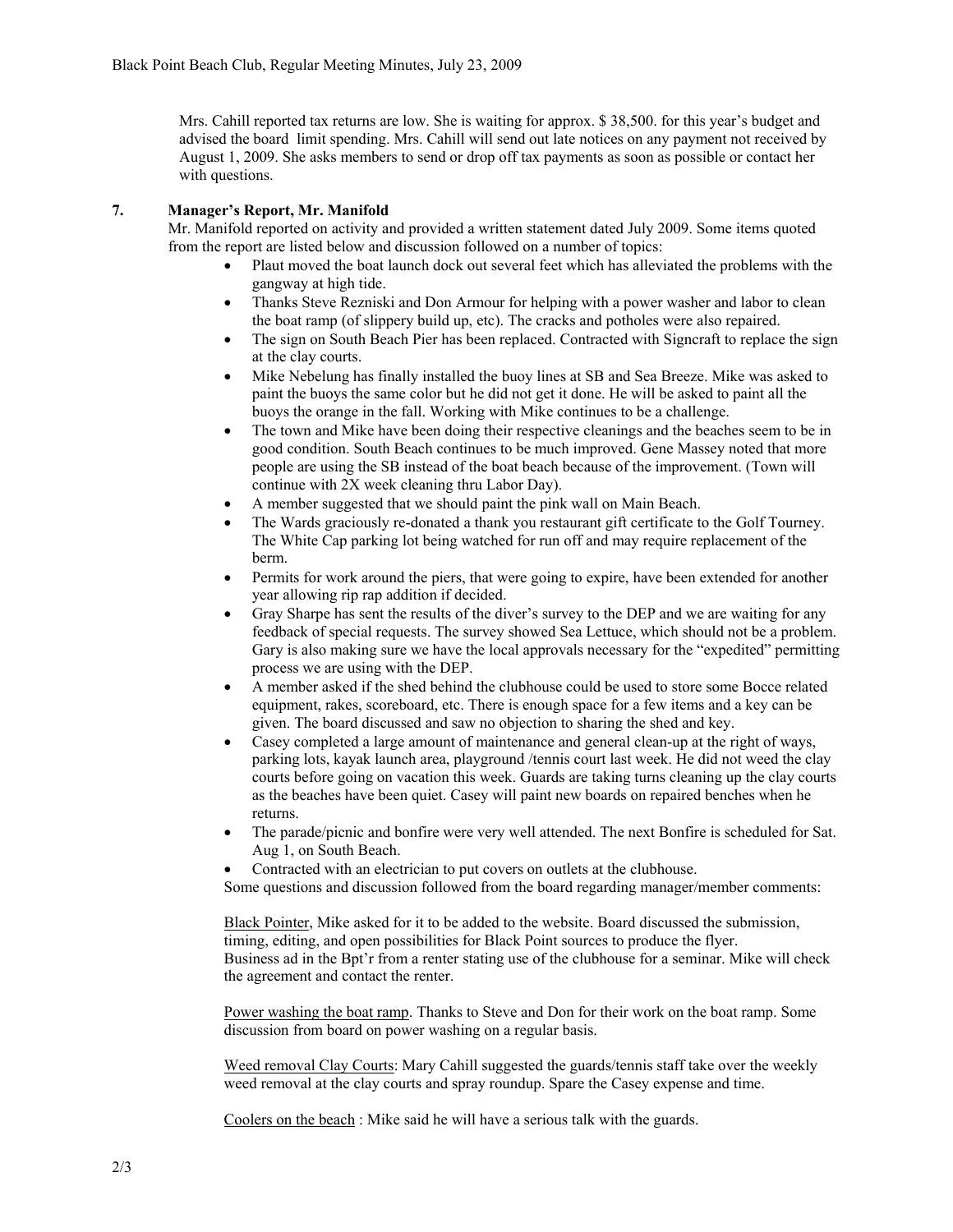Mrs. Cahill reported tax returns are low. She is waiting for approx. $ 38,500. for this year's budget and advised the board limit spending. Mrs. Cahill will send out late notices on any payment not received by August 1, 2009. She asks members to send or drop off tax payments as soon as possible or contact her with questions.

**7. Manager's Report, Mr. Manifold**

Mr. Manifold reported on activity and provided a written statement dated July 2009. Some items quoted from the report are listed below and discussion followed on a number of topics:

- Plaut moved the boat launch dock out several feet which has alleviated the problems with the gangway at high tide.
- Thanks Steve Rezniski and Don Armour for helping with a power washer and labor to clean the boat ramp (of slippery build up, etc). The cracks and potholes were also repaired.
- The sign on South Beach Pier has been replaced. Contracted with Signcraft to replace the sign at the clay courts.
- Mike Nebelung has finally installed the buoy lines at SB and Sea Breeze. Mike was asked to paint the buoys the same color but he did not get it done. He will be asked to paint all the buoys the orange in the fall. Working with Mike continues to be a challenge.
- The town and Mike have been doing their respective cleanings and the beaches seem to be in good condition. South Beach continues to be much improved. Gene Massey noted that more people are using the SB instead of the boat beach because of the improvement. (Town will continue with 2X week cleaning thru Labor Day).
- A member suggested that we should paint the pink wall on Main Beach.
- The Wards graciously re-donated a thank you restaurant gift certificate to the Golf Tourney. The White Cap parking lot being watched for run off and may require replacement of the berm.
- Permits for work around the piers, that were going to expire, have been extended for another year allowing rip rap addition if decided.
- Gray Sharpe has sent the results of the diver's survey to the DEP and we are waiting for any feedback of special requests. The survey showed Sea Lettuce, which should not be a problem. Gary is also making sure we have the local approvals necessary for the "expedited" permitting process we are using with the DEP.
- A member asked if the shed behind the clubhouse could be used to store some Bocce related equipment, rakes, scoreboard, etc. There is enough space for a few items and a key can be given. The board discussed and saw no objection to sharing the shed and key.
- Casey completed a large amount of maintenance and general clean-up at the right of ways, parking lots, kayak launch area, playground /tennis court last week. He did not weed the clay courts before going on vacation this week. Guards are taking turns cleaning up the clay courts as the beaches have been quiet. Casey will paint new boards on repaired benches when he returns.
- The parade/picnic and bonfire were very well attended. The next Bonfire is scheduled for Sat. Aug 1, on South Beach.
- Contracted with an electrician to put covers on outlets at the clubhouse.

Some questions and discussion followed from the board regarding manager/member comments:

Black Pointer, Mike asked for it to be added to the website. Board discussed the submission, timing, editing, and open possibilities for Black Point sources to produce the flyer.
Business ad in the Bpt'r from a renter stating use of the clubhouse for a seminar. Mike will check the agreement and contact the renter.

Power washing the boat ramp. Thanks to Steve and Don for their work on the boat ramp. Some discussion from board on power washing on a regular basis.

Weed removal Clay Courts: Mary Cahill suggested the guards/tennis staff take over the weekly weed removal at the clay courts and spray roundup. Spare the Casey expense and time.

Coolers on the beach : Mike said he will have a serious talk with the guards.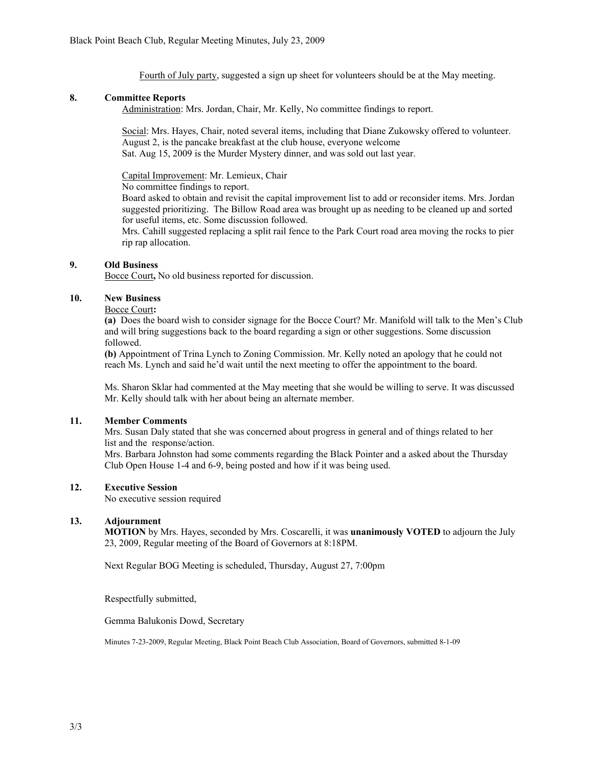Fourth of July party, suggested a sign up sheet for volunteers should be at the May meeting.

**8. Committee Reports**

Administration: Mrs. Jordan, Chair, Mr. Kelly, No committee findings to report.

Social: Mrs. Hayes, Chair, noted several items, including that Diane Zukowsky offered to volunteer.
August 2, is the pancake breakfast at the club house, everyone welcome
Sat. Aug 15, 2009 is the Murder Mystery dinner, and was sold out last year.

Capital Improvement: Mr. Lemieux, Chair
No committee findings to report.
Board asked to obtain and revisit the capital improvement list to add or reconsider items. Mrs. Jordan suggested prioritizing. The Billow Road area was brought up as needing to be cleaned up and sorted for useful items, etc. Some discussion followed.
Mrs. Cahill suggested replacing a split rail fence to the Park Court road area moving the rocks to pier rip rap allocation.

**9. Old Business**

Bocce Court**,** No old business reported for discussion.

**10. New Business**

Bocce Court**:**

**(a)** Does the board wish to consider signage for the Bocce Court? Mr. Manifold will talk to the Men's Club and will bring suggestions back to the board regarding a sign or other suggestions. Some discussion followed.

**(b)** Appointment of Trina Lynch to Zoning Commission. Mr. Kelly noted an apology that he could not reach Ms. Lynch and said he'd wait until the next meeting to offer the appointment to the board.

Ms. Sharon Sklar had commented at the May meeting that she would be willing to serve. It was discussed Mr. Kelly should talk with her about being an alternate member.

**11. Member Comments**

Mrs. Susan Daly stated that she was concerned about progress in general and of things related to her list and the response/action.
Mrs. Barbara Johnston had some comments regarding the Black Pointer and a asked about the Thursday Club Open House 1-4 and 6-9, being posted and how if it was being used.

**12. Executive Session**

No executive session required

**13. Adjournment**

**MOTION** by Mrs. Hayes, seconded by Mrs. Coscarelli, it was **unanimously VOTED** to adjourn the July 23, 2009, Regular meeting of the Board of Governors at 8:18PM.

Next Regular BOG Meeting is scheduled, Thursday, August 27, 7:00pm

Respectfully submitted,

Gemma Balukonis Dowd, Secretary

Minutes 7-23-2009, Regular Meeting, Black Point Beach Club Association, Board of Governors, submitted 8-1-09